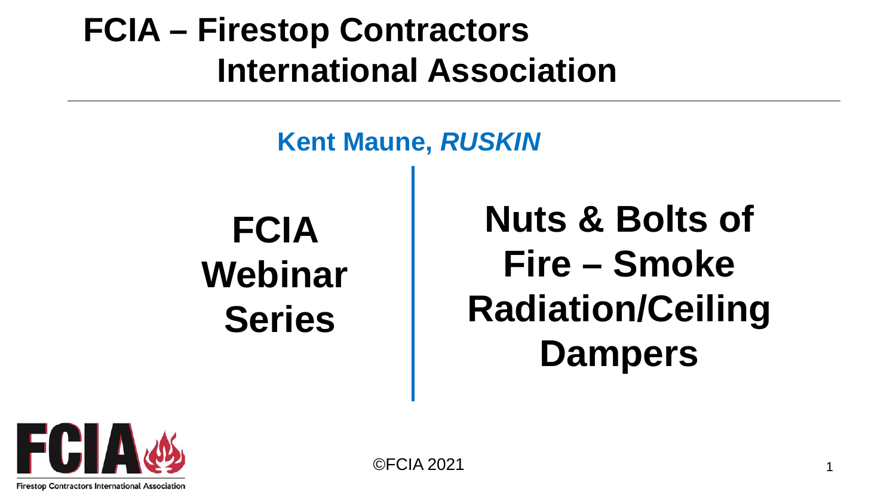# FCIA – Firestop Contractors International Association

**Kent Maune, *RUSKIN***

## FCIA Webinar Series

## Nuts & Bolts of Fire – Smoke Radiation/Ceiling Dampers

FCIA

Firestop Contractors International Association

©FCIA 2021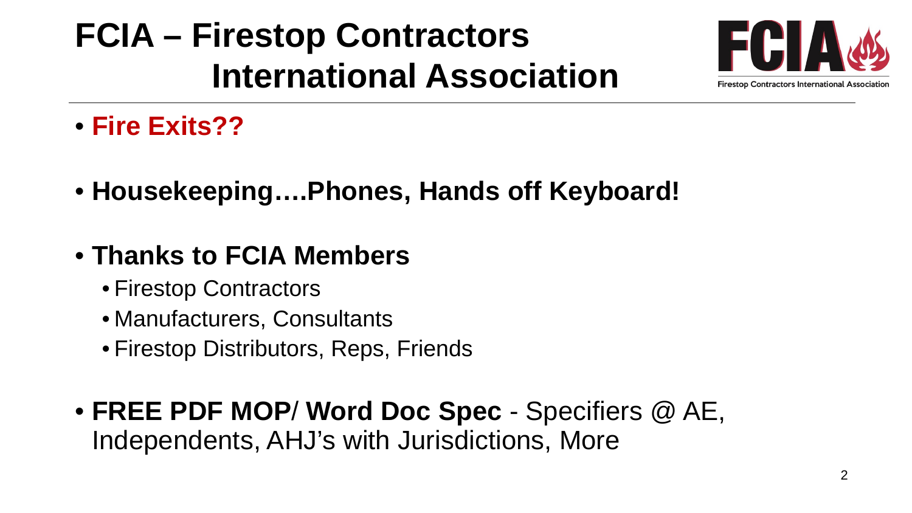# FCIA – Firestop Contractors International Association

- **Fire Exits??**
- **Housekeeping….Phones, Hands off Keyboard!**
- **Thanks to FCIA Members**
  - Firestop Contractors
  - Manufacturers, Consultants
  - Firestop Distributors, Reps, Friends
- **FREE PDF MOP**/ **Word Doc Spec** - Specifiers @ AE, Independents, AHJ's with Jurisdictions, More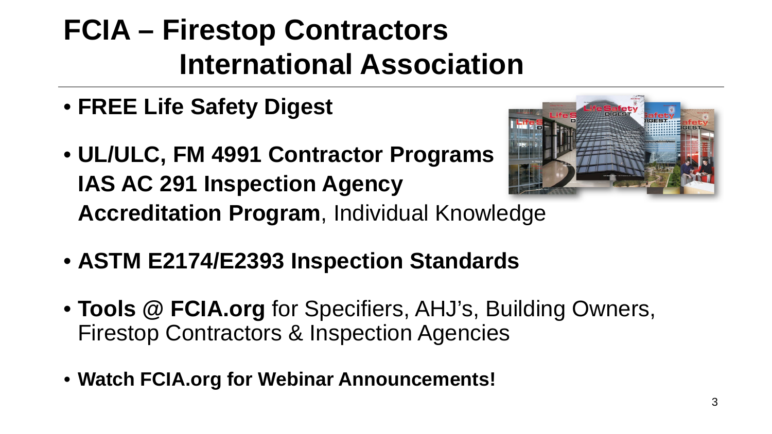# FCIA – Firestop Contractors International Association

- **FREE Life Safety Digest**
- **UL/ULC, FM 4991 Contractor Programs IAS AC 291 Inspection Agency Accreditation Program**, Individual Knowledge
- **ASTM E2174/E2393 Inspection Standards**
- **Tools @ FCIA.org** for Specifiers, AHJ's, Building Owners, Firestop Contractors & Inspection Agencies
- **Watch FCIA.org for Webinar Announcements!**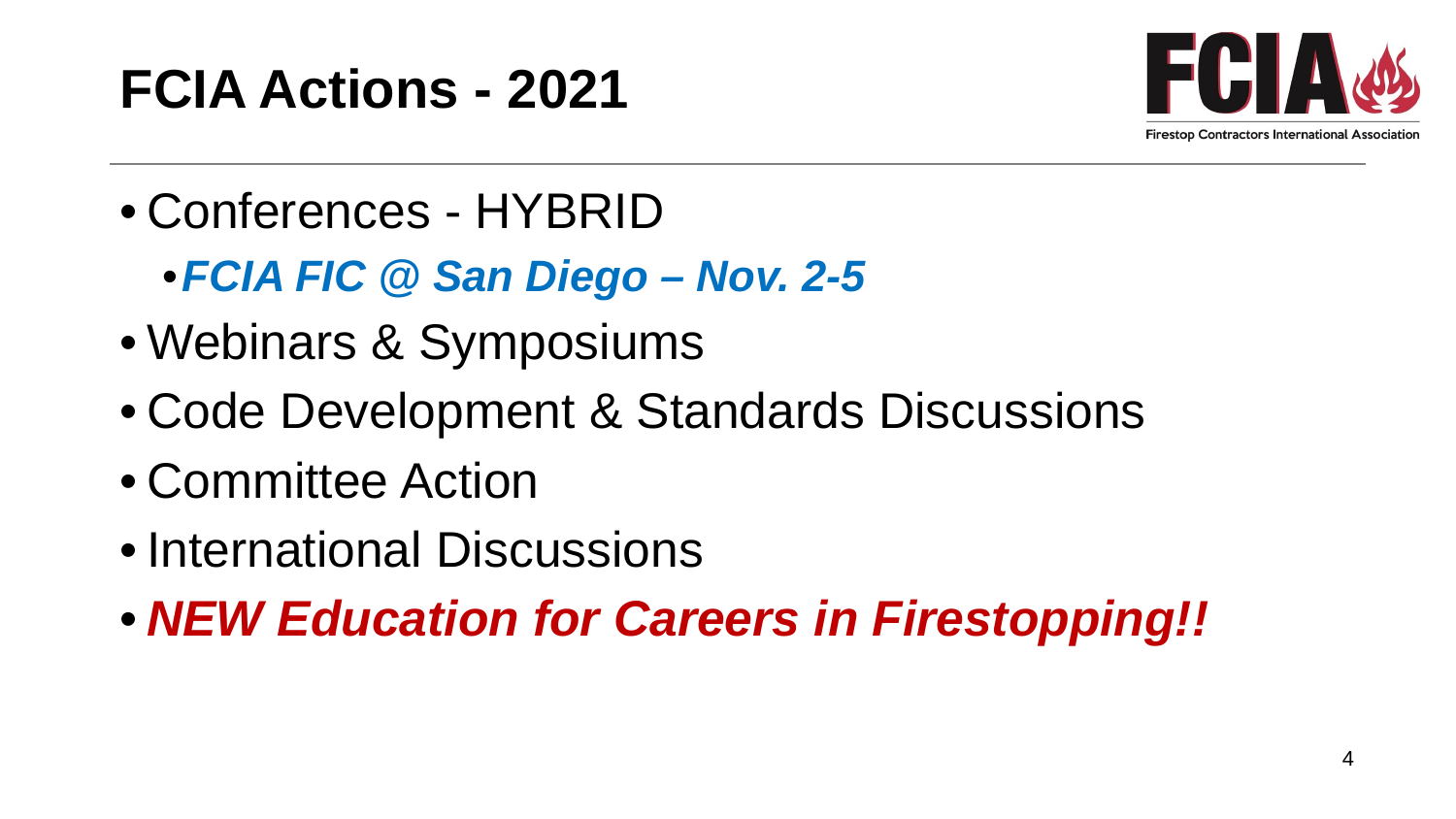# FCIA Actions - 2021

- Conferences - HYBRID
  - ***FCIA FIC @ San Diego – Nov. 2-5***
- Webinars & Symposiums
- Code Development & Standards Discussions
- Committee Action
- International Discussions
- ***NEW Education for Careers in Firestopping!!***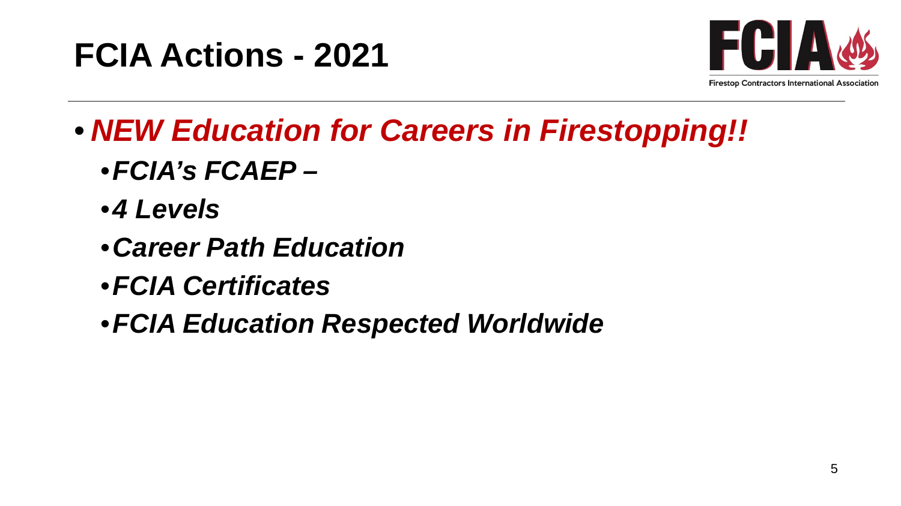# FCIA Actions - 2021

Firestop Contractors International Association

- ***NEW Education for Careers in Firestopping!!***
  - ***FCIA's FCAEP –***
  - ***4 Levels***
  - ***Career Path Education***
  - ***FCIA Certificates***
  - ***FCIA Education Respected Worldwide***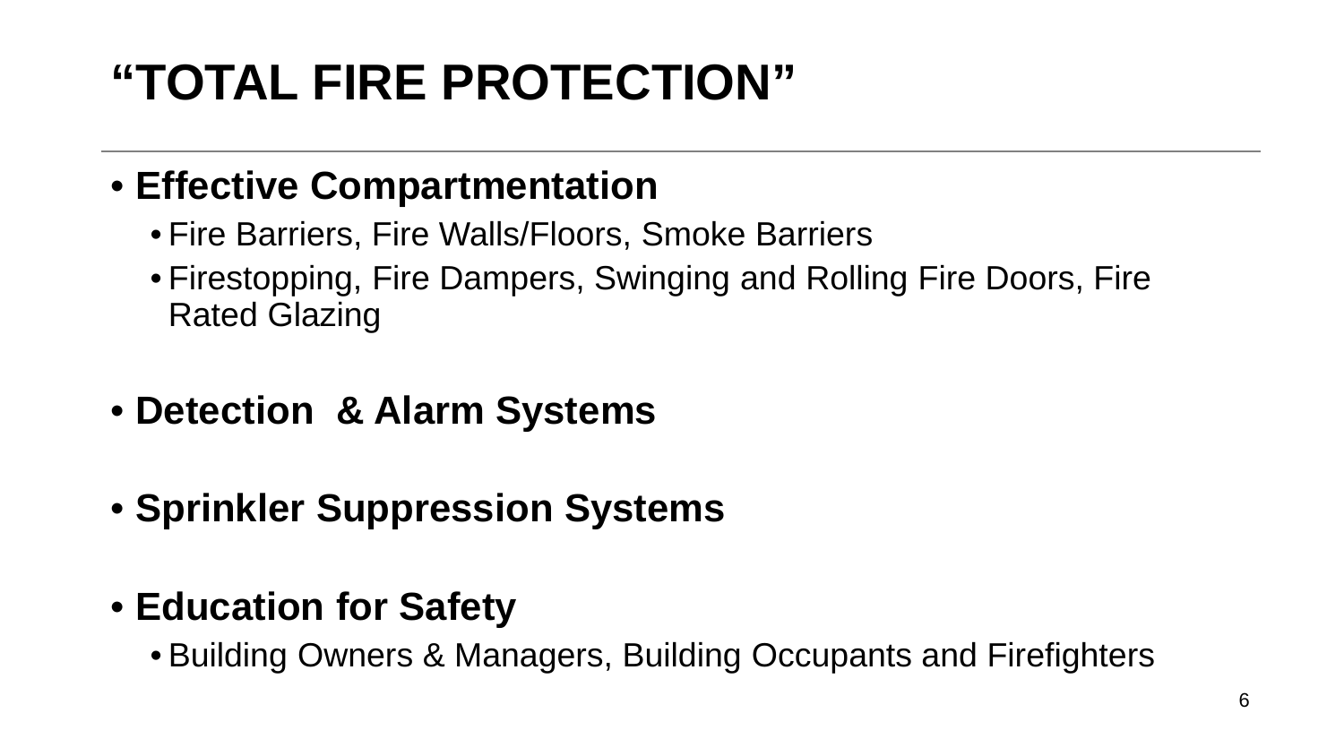# "TOTAL FIRE PROTECTION"

- **Effective Compartmentation**
  - Fire Barriers, Fire Walls/Floors, Smoke Barriers
  - Firestopping, Fire Dampers, Swinging and Rolling Fire Doors, Fire Rated Glazing
- **Detection & Alarm Systems**
- **Sprinkler Suppression Systems**
- **Education for Safety**
  - Building Owners & Managers, Building Occupants and Firefighters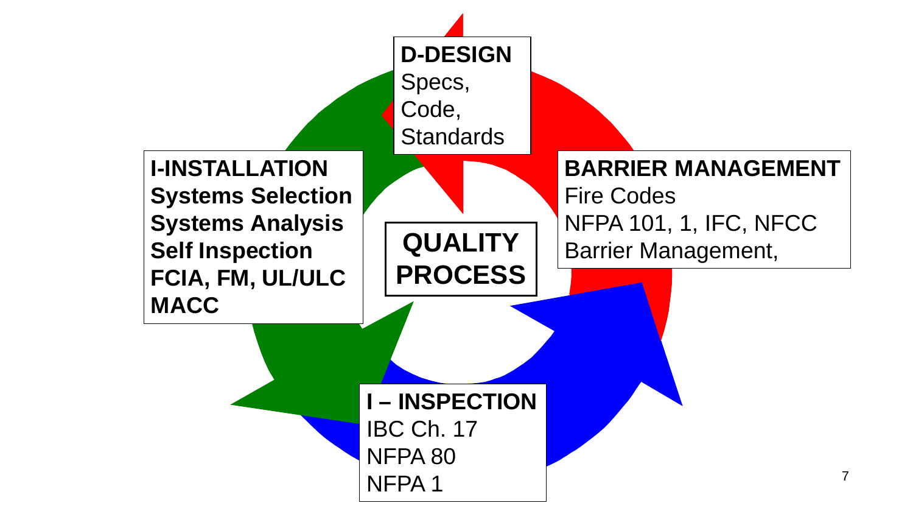**QUALITY PROCESS**

**D-DESIGN**
Specs,
Code,
Standards

**BARRIER MANAGEMENT**
Fire Codes
NFPA 101, 1, IFC, NFCC
Barrier Management,

**I – INSPECTION**
IBC Ch. 17
NFPA 80
NFPA 1

**I-INSTALLATION**
**Systems Selection**
**Systems Analysis**
**Self Inspection**
**FCIA, FM, UL/ULC**
**MACC**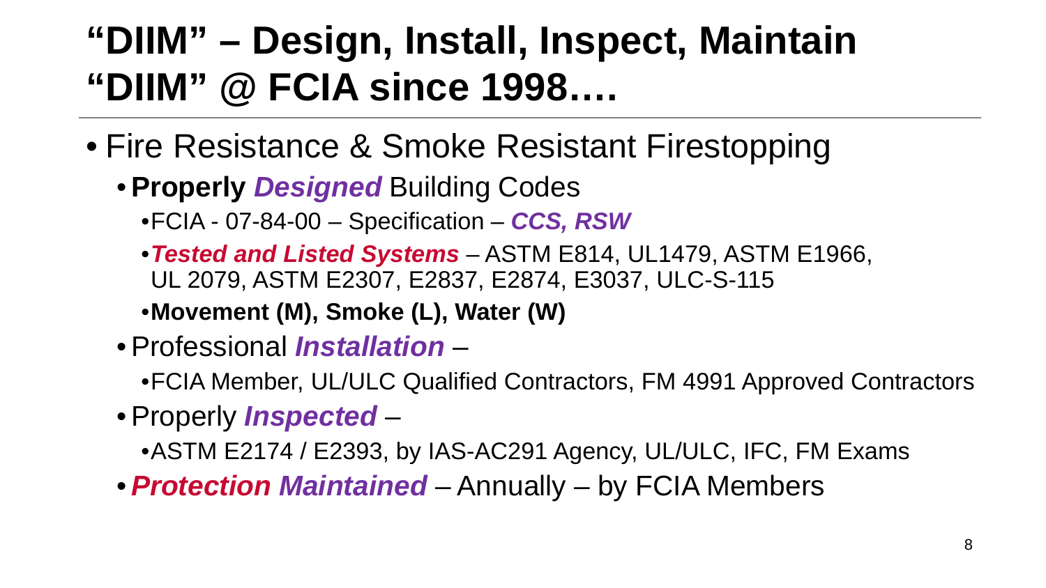# "DIIM" – Design, Install, Inspect, Maintain
# "DIIM" @ FCIA since 1998….

- Fire Resistance & Smoke Resistant Firestopping
  - **Properly *Designed*** Building Codes
    - FCIA - 07-84-00 – Specification – ***CCS, RSW***
    - ***Tested and Listed Systems*** – ASTM E814, UL1479, ASTM E1966, UL 2079, ASTM E2307, E2837, E2874, E3037, ULC-S-115
    - **Movement (M), Smoke (L), Water (W)**
  - Professional ***Installation*** –
    - FCIA Member, UL/ULC Qualified Contractors, FM 4991 Approved Contractors
  - Properly ***Inspected*** –
    - ASTM E2174 / E2393, by IAS-AC291 Agency, UL/ULC, IFC, FM Exams
  - ***Protection Maintained*** – Annually – by FCIA Members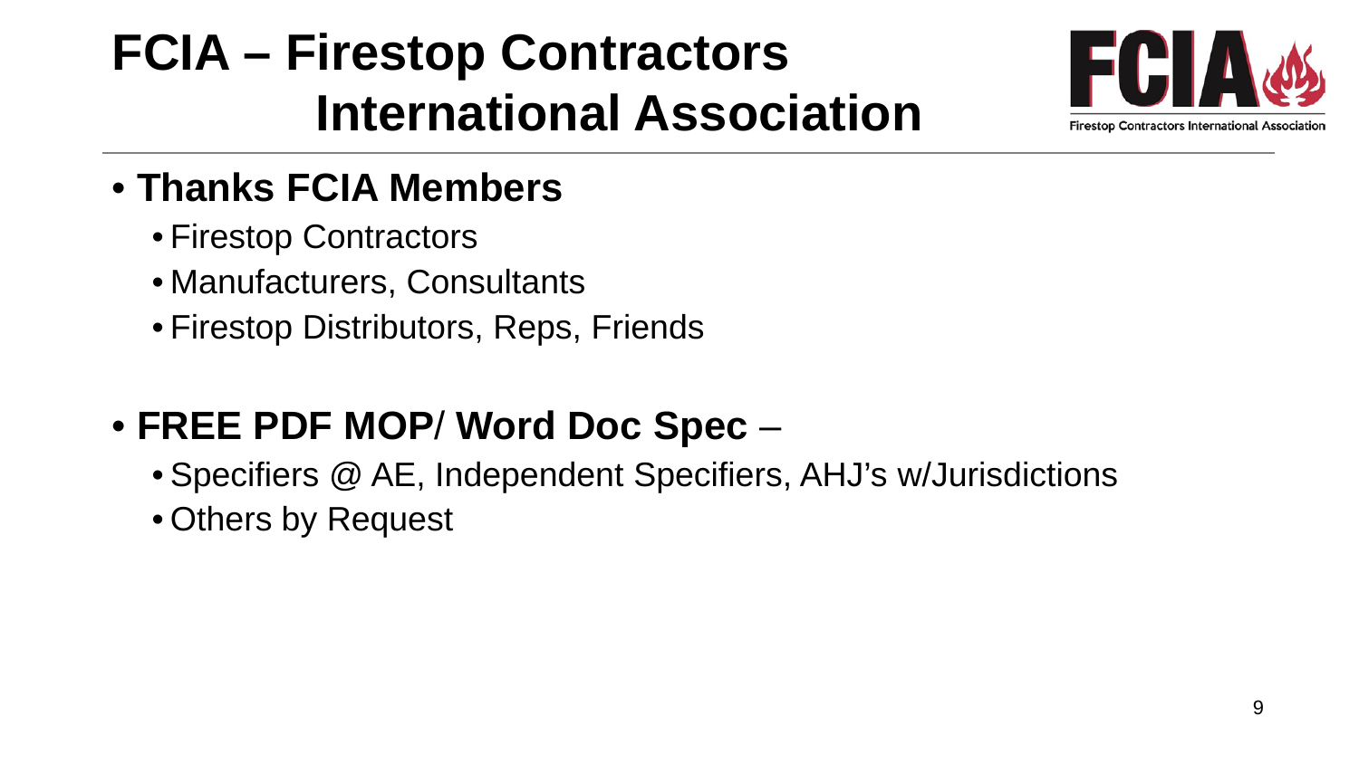# FCIA – Firestop Contractors International Association

- **Thanks FCIA Members**
  - Firestop Contractors
  - Manufacturers, Consultants
  - Firestop Distributors, Reps, Friends

- **FREE PDF MOP**/ **Word Doc Spec** –
  - Specifiers @ AE, Independent Specifiers, AHJ's w/Jurisdictions
  - Others by Request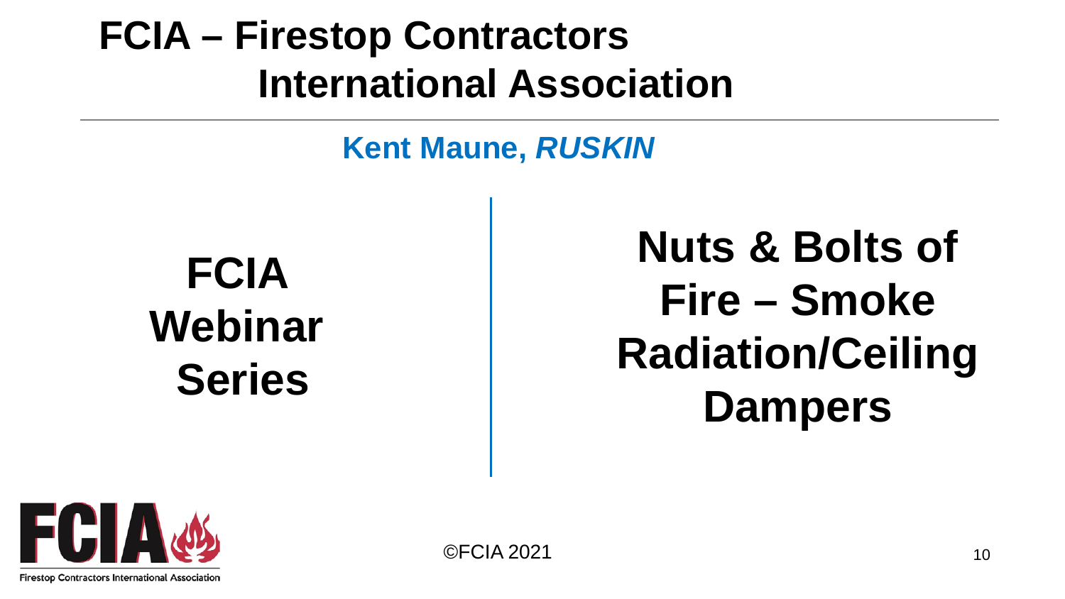# FCIA – Firestop Contractors International Association

**Kent Maune, *RUSKIN***

## FCIA Webinar Series

## Nuts & Bolts of Fire – Smoke Radiation/Ceiling Dampers

Firestop Contractors International Association

©FCIA 2021